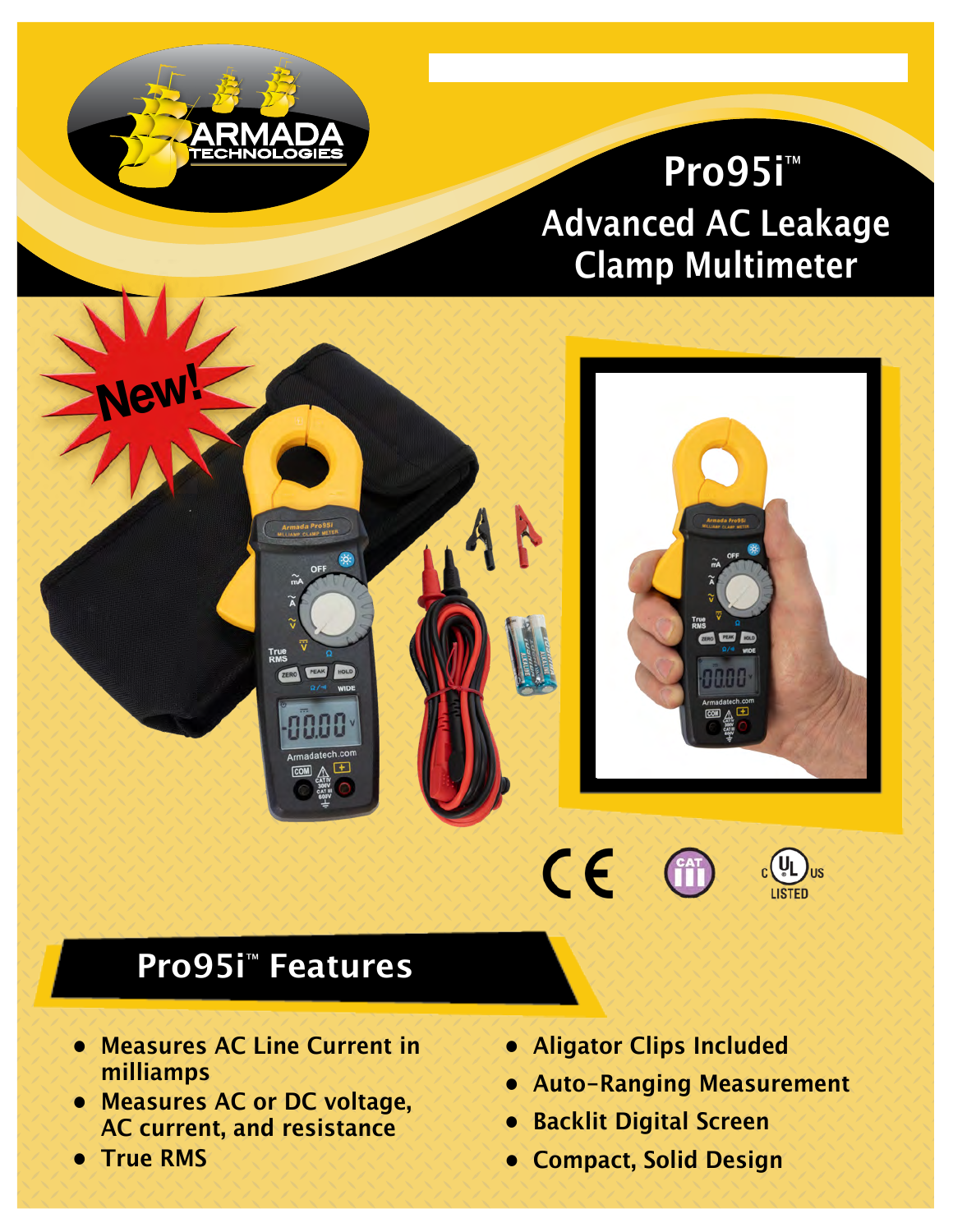# Pro95i™

## Advanced AC Leakage Clamp Multimeter

New!

## Pro95i™ Features

- Measures AC Line Current in milliamps
- Measures AC or DC voltage, AC current, and resistance
- True RMS
- Aligator Clips Included
- Auto-Ranging Measurement
- Backlit Digital Screen
- Compact, Solid Design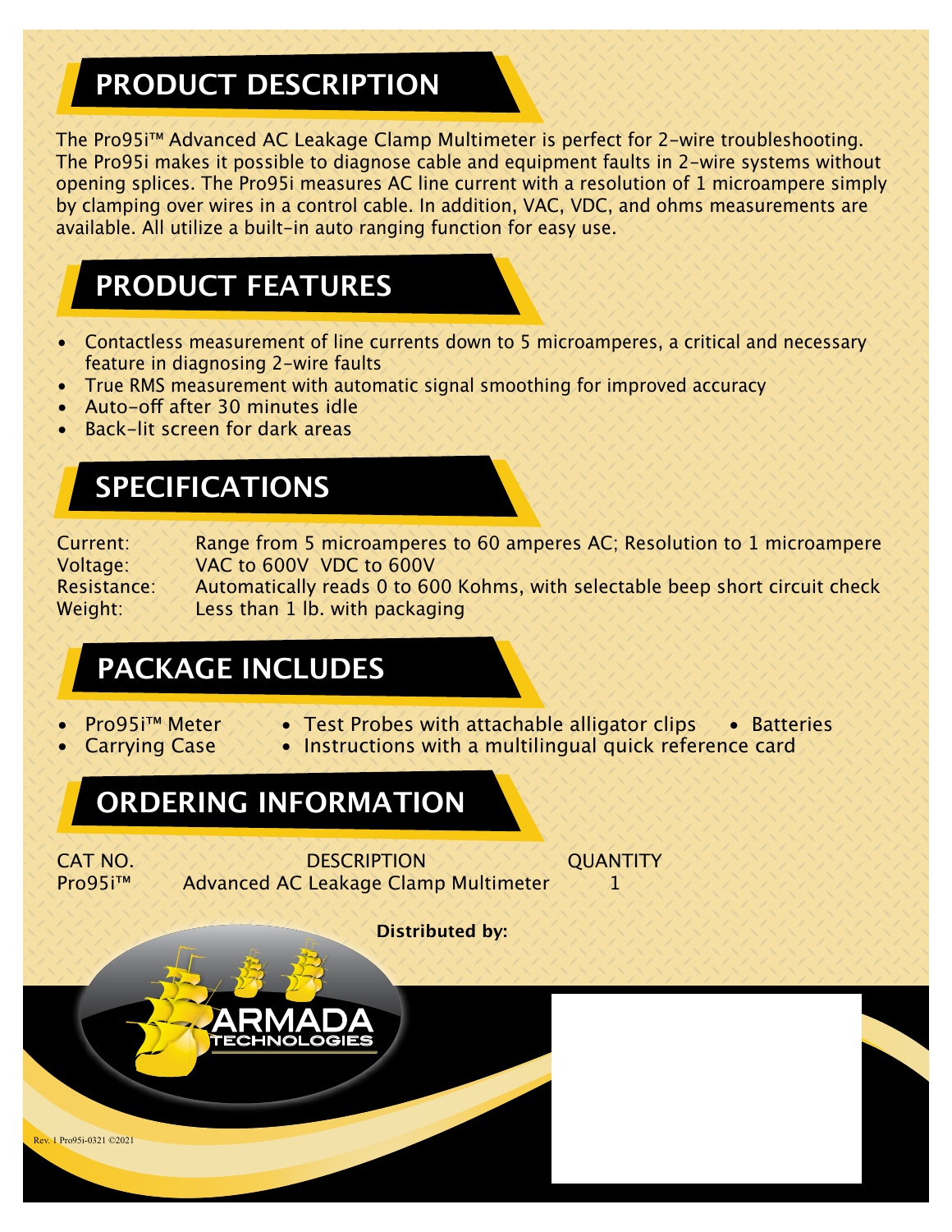## PRODUCT DESCRIPTION

The Pro95i™ Advanced AC Leakage Clamp Multimeter is perfect for 2-wire troubleshooting. The Pro95i makes it possible to diagnose cable and equipment faults in 2-wire systems without opening splices. The Pro95i measures AC line current with a resolution of 1 microampere simply by clamping over wires in a control cable. In addition, VAC, VDC, and ohms measurements are available. All utilize a built-in auto ranging function for easy use.

## PRODUCT FEATURES

- Contactless measurement of line currents down to 5 microamperes, a critical and necessary feature in diagnosing 2-wire faults
- True RMS measurement with automatic signal smoothing for improved accuracy
- Auto-off after 30 minutes idle
- Back-lit screen for dark areas

## SPECIFICATIONS

| | |
|---|---|
| Current: | Range from 5 microamperes to 60 amperes AC; Resolution to 1 microampere |
| Voltage: | VAC to 600V VDC to 600V |
| Resistance: | Automatically reads 0 to 600 Kohms, with selectable beep short circuit check |
| Weight: | Less than 1 lb. with packaging |

## PACKAGE INCLUDES

- Pro95i™ Meter
- Carrying Case
- Test Probes with attachable alligator clips
- Instructions with a multilingual quick reference card
- Batteries

## ORDERING INFORMATION

| CAT NO. | DESCRIPTION | QUANTITY |
|---|---|---|
| Pro95i™ | Advanced AC Leakage Clamp Multimeter | 1 |

**Distributed by:**

ARMADA TECHNOLOGIES

Rev. 1 Pro95i-0321 ©2021